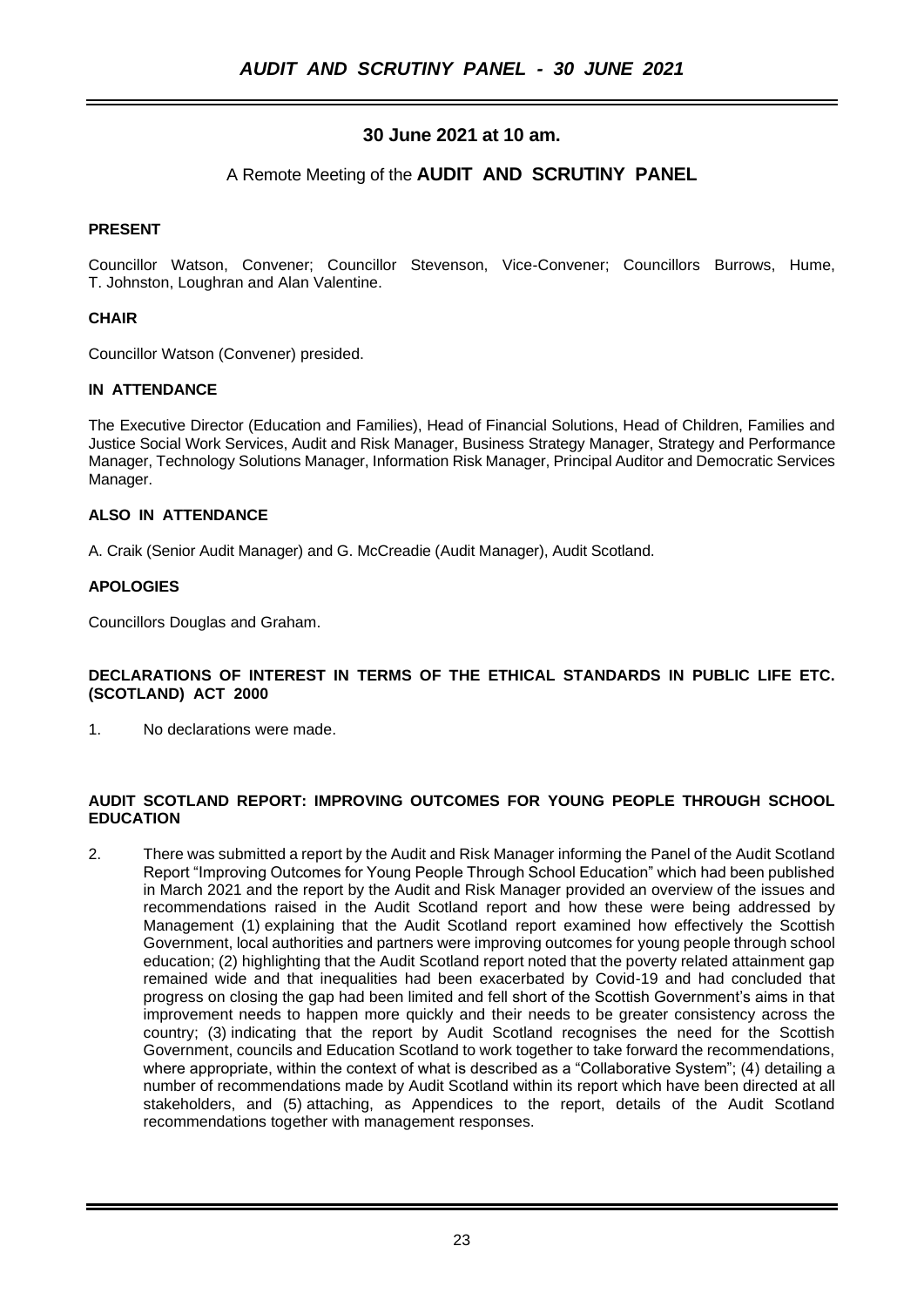## 30 June 2021 at 10 am.

A Remote Meeting of the **AUDIT AND SCRUTINY PANEL**

**PRESENT**

Councillor Watson, Convener; Councillor Stevenson, Vice-Convener; Councillors Burrows, Hume, T. Johnston, Loughran and Alan Valentine.

**CHAIR**

Councillor Watson (Convener) presided.

**IN ATTENDANCE**

The Executive Director (Education and Families), Head of Financial Solutions, Head of Children, Families and Justice Social Work Services, Audit and Risk Manager, Business Strategy Manager, Strategy and Performance Manager, Technology Solutions Manager, Information Risk Manager, Principal Auditor and Democratic Services Manager.

**ALSO IN ATTENDANCE**

A. Craik (Senior Audit Manager) and G. McCreadie (Audit Manager), Audit Scotland.

**APOLOGIES**

Councillors Douglas and Graham.

**DECLARATIONS OF INTEREST IN TERMS OF THE ETHICAL STANDARDS IN PUBLIC LIFE ETC. (SCOTLAND) ACT 2000**

1. No declarations were made.

**AUDIT SCOTLAND REPORT: IMPROVING OUTCOMES FOR YOUNG PEOPLE THROUGH SCHOOL EDUCATION**

2. There was submitted a report by the Audit and Risk Manager informing the Panel of the Audit Scotland Report "Improving Outcomes for Young People Through School Education" which had been published in March 2021 and the report by the Audit and Risk Manager provided an overview of the issues and recommendations raised in the Audit Scotland report and how these were being addressed by Management (1) explaining that the Audit Scotland report examined how effectively the Scottish Government, local authorities and partners were improving outcomes for young people through school education; (2) highlighting that the Audit Scotland report noted that the poverty related attainment gap remained wide and that inequalities had been exacerbated by Covid-19 and had concluded that progress on closing the gap had been limited and fell short of the Scottish Government's aims in that improvement needs to happen more quickly and their needs to be greater consistency across the country; (3) indicating that the report by Audit Scotland recognises the need for the Scottish Government, councils and Education Scotland to work together to take forward the recommendations, where appropriate, within the context of what is described as a "Collaborative System"; (4) detailing a number of recommendations made by Audit Scotland within its report which have been directed at all stakeholders, and (5) attaching, as Appendices to the report, details of the Audit Scotland recommendations together with management responses.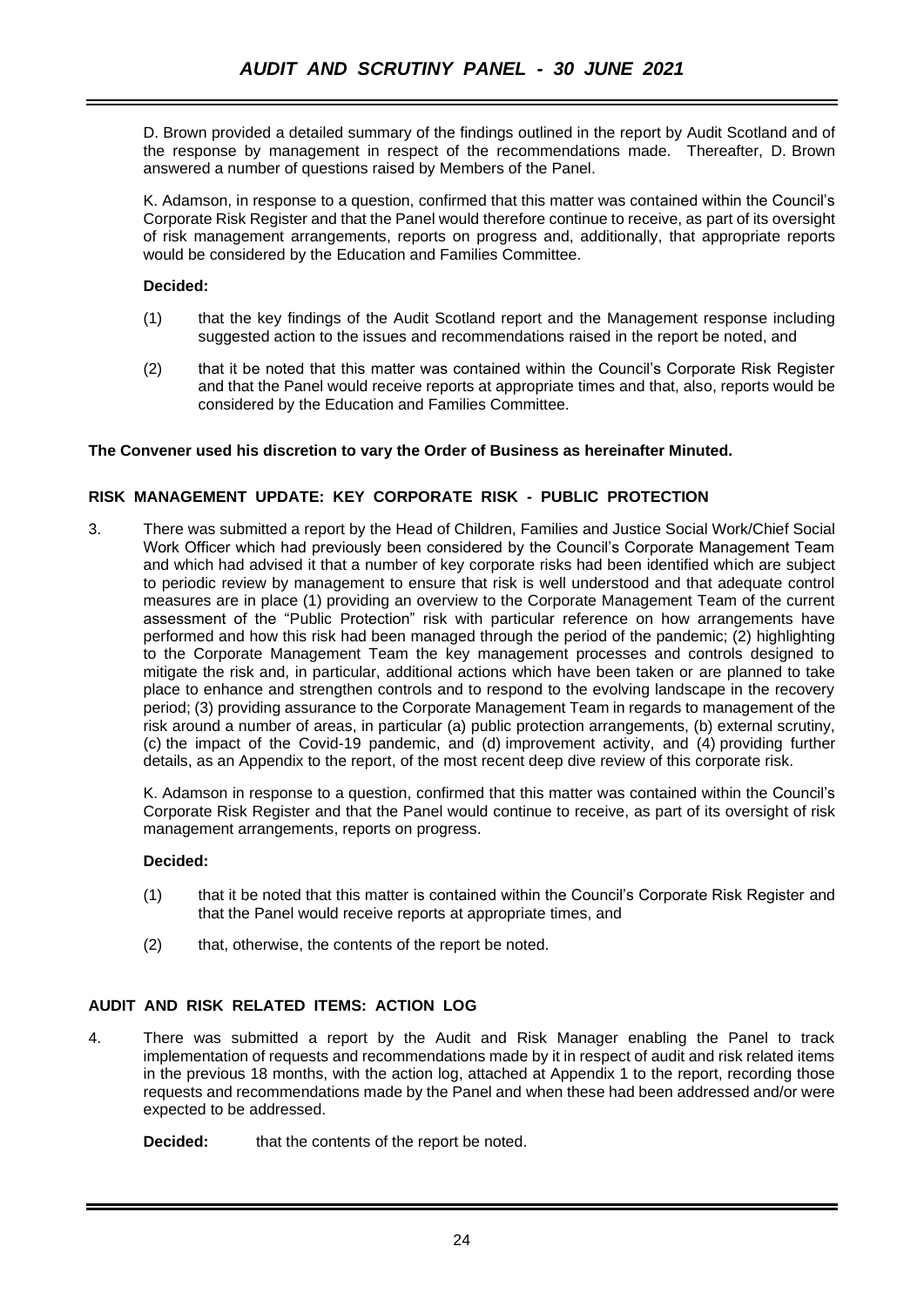D. Brown provided a detailed summary of the findings outlined in the report by Audit Scotland and of the response by management in respect of the recommendations made. Thereafter, D. Brown answered a number of questions raised by Members of the Panel.

K. Adamson, in response to a question, confirmed that this matter was contained within the Council's Corporate Risk Register and that the Panel would therefore continue to receive, as part of its oversight of risk management arrangements, reports on progress and, additionally, that appropriate reports would be considered by the Education and Families Committee.

**Decided:**

(1) that the key findings of the Audit Scotland report and the Management response including suggested action to the issues and recommendations raised in the report be noted, and

(2) that it be noted that this matter was contained within the Council's Corporate Risk Register and that the Panel would receive reports at appropriate times and that, also, reports would be considered by the Education and Families Committee.

**The Convener used his discretion to vary the Order of Business as hereinafter Minuted.**

## RISK MANAGEMENT UPDATE: KEY CORPORATE RISK - PUBLIC PROTECTION

3. There was submitted a report by the Head of Children, Families and Justice Social Work/Chief Social Work Officer which had previously been considered by the Council's Corporate Management Team and which had advised it that a number of key corporate risks had been identified which are subject to periodic review by management to ensure that risk is well understood and that adequate control measures are in place (1) providing an overview to the Corporate Management Team of the current assessment of the "Public Protection" risk with particular reference on how arrangements have performed and how this risk had been managed through the period of the pandemic; (2) highlighting to the Corporate Management Team the key management processes and controls designed to mitigate the risk and, in particular, additional actions which have been taken or are planned to take place to enhance and strengthen controls and to respond to the evolving landscape in the recovery period; (3) providing assurance to the Corporate Management Team in regards to management of the risk around a number of areas, in particular (a) public protection arrangements, (b) external scrutiny, (c) the impact of the Covid-19 pandemic, and (d) improvement activity, and (4) providing further details, as an Appendix to the report, of the most recent deep dive review of this corporate risk.

K. Adamson in response to a question, confirmed that this matter was contained within the Council's Corporate Risk Register and that the Panel would continue to receive, as part of its oversight of risk management arrangements, reports on progress.

**Decided:**

(1) that it be noted that this matter is contained within the Council's Corporate Risk Register and that the Panel would receive reports at appropriate times, and

(2) that, otherwise, the contents of the report be noted.

## AUDIT AND RISK RELATED ITEMS: ACTION LOG

4. There was submitted a report by the Audit and Risk Manager enabling the Panel to track implementation of requests and recommendations made by it in respect of audit and risk related items in the previous 18 months, with the action log, attached at Appendix 1 to the report, recording those requests and recommendations made by the Panel and when these had been addressed and/or were expected to be addressed.

**Decided:** that the contents of the report be noted.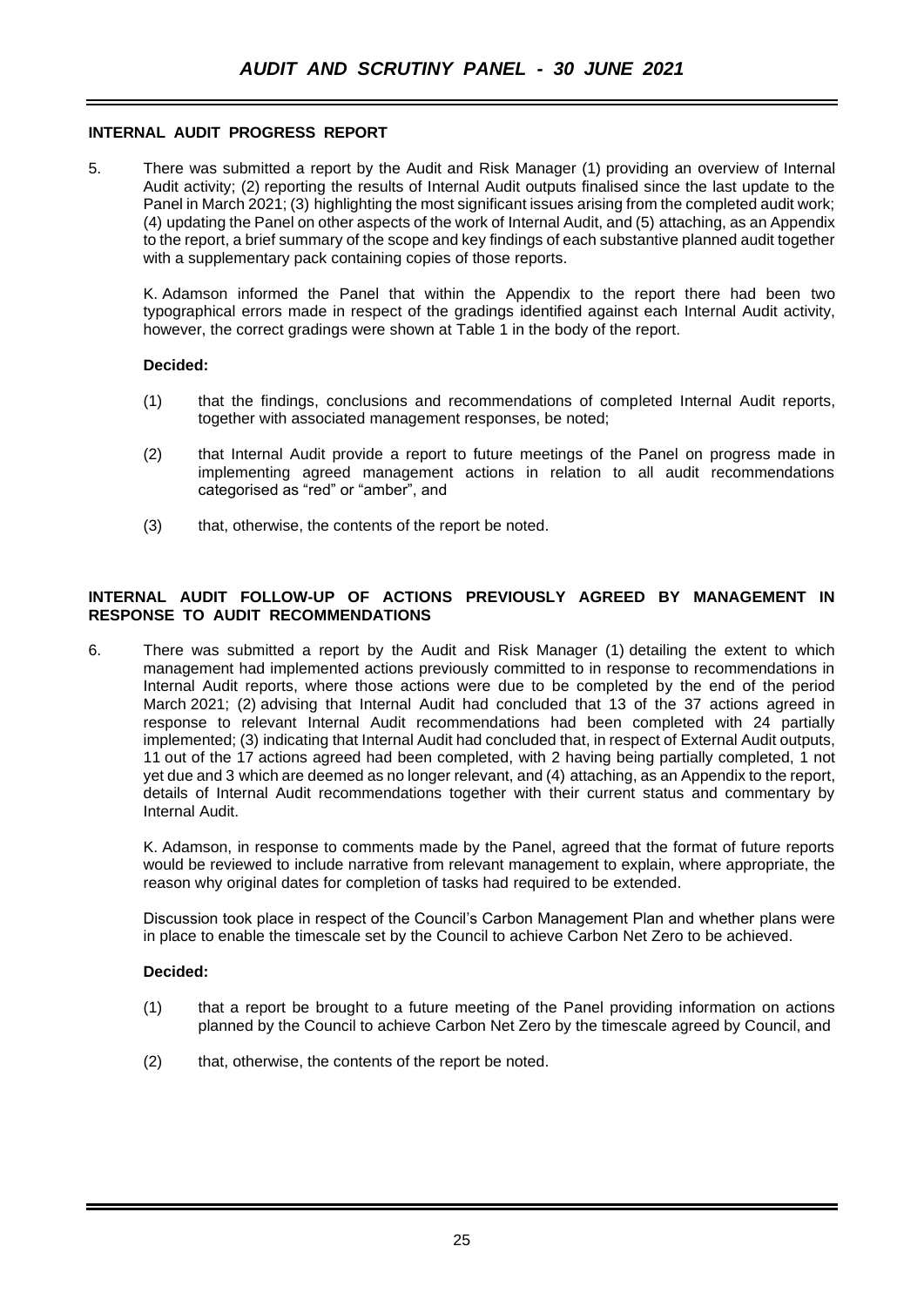# AUDIT AND SCRUTINY PANEL - 30 JUNE 2021

**INTERNAL AUDIT PROGRESS REPORT**

5. There was submitted a report by the Audit and Risk Manager (1) providing an overview of Internal Audit activity; (2) reporting the results of Internal Audit outputs finalised since the last update to the Panel in March 2021; (3) highlighting the most significant issues arising from the completed audit work; (4) updating the Panel on other aspects of the work of Internal Audit, and (5) attaching, as an Appendix to the report, a brief summary of the scope and key findings of each substantive planned audit together with a supplementary pack containing copies of those reports.

   K. Adamson informed the Panel that within the Appendix to the report there had been two typographical errors made in respect of the gradings identified against each Internal Audit activity, however, the correct gradings were shown at Table 1 in the body of the report.

   **Decided:**

   (1) that the findings, conclusions and recommendations of completed Internal Audit reports, together with associated management responses, be noted;

   (2) that Internal Audit provide a report to future meetings of the Panel on progress made in implementing agreed management actions in relation to all audit recommendations categorised as "red" or "amber", and

   (3) that, otherwise, the contents of the report be noted.

**INTERNAL AUDIT FOLLOW-UP OF ACTIONS PREVIOUSLY AGREED BY MANAGEMENT IN RESPONSE TO AUDIT RECOMMENDATIONS**

6. There was submitted a report by the Audit and Risk Manager (1) detailing the extent to which management had implemented actions previously committed to in response to recommendations in Internal Audit reports, where those actions were due to be completed by the end of the period March 2021; (2) advising that Internal Audit had concluded that 13 of the 37 actions agreed in response to relevant Internal Audit recommendations had been completed with 24 partially implemented; (3) indicating that Internal Audit had concluded that, in respect of External Audit outputs, 11 out of the 17 actions agreed had been completed, with 2 having being partially completed, 1 not yet due and 3 which are deemed as no longer relevant, and (4) attaching, as an Appendix to the report, details of Internal Audit recommendations together with their current status and commentary by Internal Audit.

   K. Adamson, in response to comments made by the Panel, agreed that the format of future reports would be reviewed to include narrative from relevant management to explain, where appropriate, the reason why original dates for completion of tasks had required to be extended.

   Discussion took place in respect of the Council's Carbon Management Plan and whether plans were in place to enable the timescale set by the Council to achieve Carbon Net Zero to be achieved.

   **Decided:**

   (1) that a report be brought to a future meeting of the Panel providing information on actions planned by the Council to achieve Carbon Net Zero by the timescale agreed by Council, and

   (2) that, otherwise, the contents of the report be noted.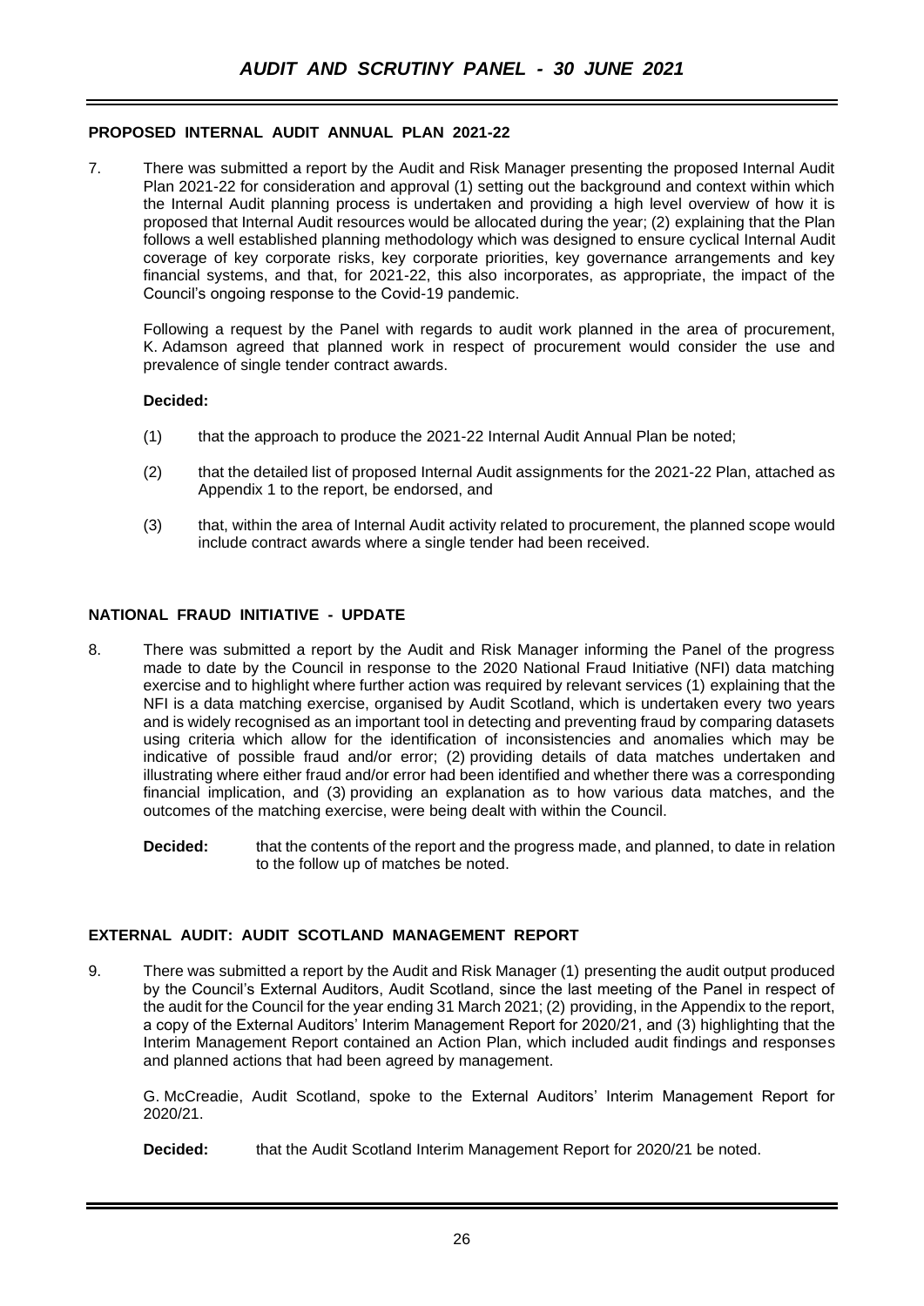## PROPOSED INTERNAL AUDIT ANNUAL PLAN 2021-22

7. There was submitted a report by the Audit and Risk Manager presenting the proposed Internal Audit Plan 2021-22 for consideration and approval (1) setting out the background and context within which the Internal Audit planning process is undertaken and providing a high level overview of how it is proposed that Internal Audit resources would be allocated during the year; (2) explaining that the Plan follows a well established planning methodology which was designed to ensure cyclical Internal Audit coverage of key corporate risks, key corporate priorities, key governance arrangements and key financial systems, and that, for 2021-22, this also incorporates, as appropriate, the impact of the Council's ongoing response to the Covid-19 pandemic.

   Following a request by the Panel with regards to audit work planned in the area of procurement, K. Adamson agreed that planned work in respect of procurement would consider the use and prevalence of single tender contract awards.

   **Decided:**

   (1) that the approach to produce the 2021-22 Internal Audit Annual Plan be noted;

   (2) that the detailed list of proposed Internal Audit assignments for the 2021-22 Plan, attached as Appendix 1 to the report, be endorsed, and

   (3) that, within the area of Internal Audit activity related to procurement, the planned scope would include contract awards where a single tender had been received.

## NATIONAL FRAUD INITIATIVE - UPDATE

8. There was submitted a report by the Audit and Risk Manager informing the Panel of the progress made to date by the Council in response to the 2020 National Fraud Initiative (NFI) data matching exercise and to highlight where further action was required by relevant services (1) explaining that the NFI is a data matching exercise, organised by Audit Scotland, which is undertaken every two years and is widely recognised as an important tool in detecting and preventing fraud by comparing datasets using criteria which allow for the identification of inconsistencies and anomalies which may be indicative of possible fraud and/or error; (2) providing details of data matches undertaken and illustrating where either fraud and/or error had been identified and whether there was a corresponding financial implication, and (3) providing an explanation as to how various data matches, and the outcomes of the matching exercise, were being dealt with within the Council.

   **Decided:** that the contents of the report and the progress made, and planned, to date in relation to the follow up of matches be noted.

## EXTERNAL AUDIT: AUDIT SCOTLAND MANAGEMENT REPORT

9. There was submitted a report by the Audit and Risk Manager (1) presenting the audit output produced by the Council's External Auditors, Audit Scotland, since the last meeting of the Panel in respect of the audit for the Council for the year ending 31 March 2021; (2) providing, in the Appendix to the report, a copy of the External Auditors' Interim Management Report for 2020/21, and (3) highlighting that the Interim Management Report contained an Action Plan, which included audit findings and responses and planned actions that had been agreed by management.

   G. McCreadie, Audit Scotland, spoke to the External Auditors' Interim Management Report for 2020/21.

   **Decided:** that the Audit Scotland Interim Management Report for 2020/21 be noted.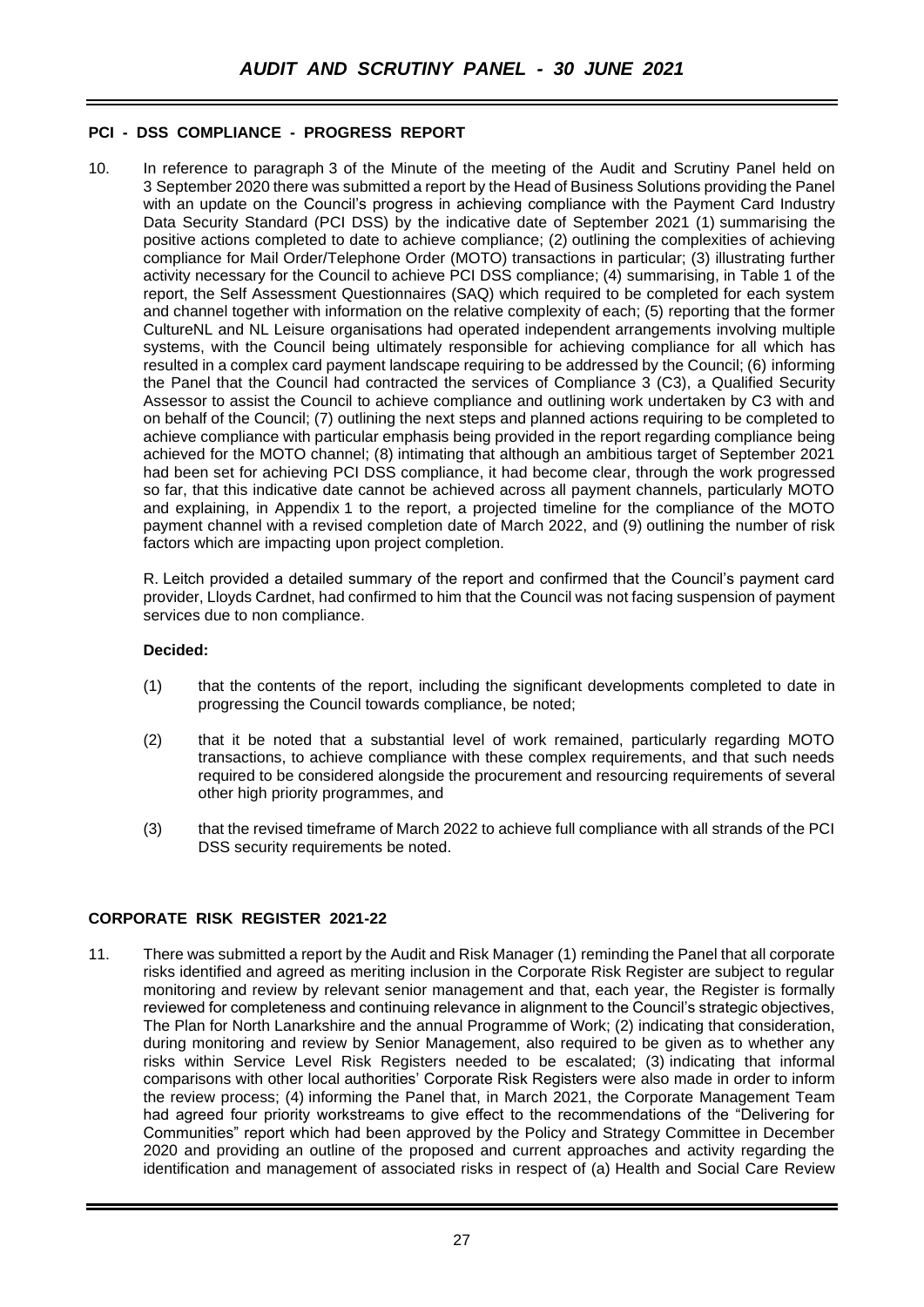## PCI - DSS COMPLIANCE - PROGRESS REPORT

10. In reference to paragraph 3 of the Minute of the meeting of the Audit and Scrutiny Panel held on 3 September 2020 there was submitted a report by the Head of Business Solutions providing the Panel with an update on the Council's progress in achieving compliance with the Payment Card Industry Data Security Standard (PCI DSS) by the indicative date of September 2021 (1) summarising the positive actions completed to date to achieve compliance; (2) outlining the complexities of achieving compliance for Mail Order/Telephone Order (MOTO) transactions in particular; (3) illustrating further activity necessary for the Council to achieve PCI DSS compliance; (4) summarising, in Table 1 of the report, the Self Assessment Questionnaires (SAQ) which required to be completed for each system and channel together with information on the relative complexity of each; (5) reporting that the former CultureNL and NL Leisure organisations had operated independent arrangements involving multiple systems, with the Council being ultimately responsible for achieving compliance for all which has resulted in a complex card payment landscape requiring to be addressed by the Council; (6) informing the Panel that the Council had contracted the services of Compliance 3 (C3), a Qualified Security Assessor to assist the Council to achieve compliance and outlining work undertaken by C3 with and on behalf of the Council; (7) outlining the next steps and planned actions requiring to be completed to achieve compliance with particular emphasis being provided in the report regarding compliance being achieved for the MOTO channel; (8) intimating that although an ambitious target of September 2021 had been set for achieving PCI DSS compliance, it had become clear, through the work progressed so far, that this indicative date cannot be achieved across all payment channels, particularly MOTO and explaining, in Appendix 1 to the report, a projected timeline for the compliance of the MOTO payment channel with a revised completion date of March 2022, and (9) outlining the number of risk factors which are impacting upon project completion.

R. Leitch provided a detailed summary of the report and confirmed that the Council's payment card provider, Lloyds Cardnet, had confirmed to him that the Council was not facing suspension of payment services due to non compliance.

**Decided:**

(1) that the contents of the report, including the significant developments completed to date in progressing the Council towards compliance, be noted;

(2) that it be noted that a substantial level of work remained, particularly regarding MOTO transactions, to achieve compliance with these complex requirements, and that such needs required to be considered alongside the procurement and resourcing requirements of several other high priority programmes, and

(3) that the revised timeframe of March 2022 to achieve full compliance with all strands of the PCI DSS security requirements be noted.

## CORPORATE RISK REGISTER 2021-22

11. There was submitted a report by the Audit and Risk Manager (1) reminding the Panel that all corporate risks identified and agreed as meriting inclusion in the Corporate Risk Register are subject to regular monitoring and review by relevant senior management and that, each year, the Register is formally reviewed for completeness and continuing relevance in alignment to the Council's strategic objectives, The Plan for North Lanarkshire and the annual Programme of Work; (2) indicating that consideration, during monitoring and review by Senior Management, also required to be given as to whether any risks within Service Level Risk Registers needed to be escalated; (3) indicating that informal comparisons with other local authorities' Corporate Risk Registers were also made in order to inform the review process; (4) informing the Panel that, in March 2021, the Corporate Management Team had agreed four priority workstreams to give effect to the recommendations of the "Delivering for Communities" report which had been approved by the Policy and Strategy Committee in December 2020 and providing an outline of the proposed and current approaches and activity regarding the identification and management of associated risks in respect of (a) Health and Social Care Review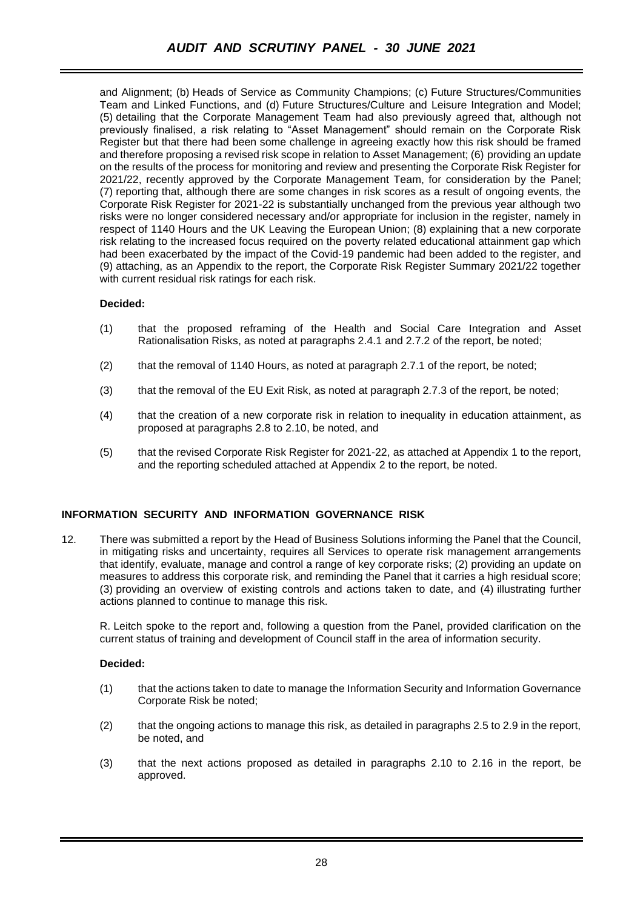and Alignment; (b) Heads of Service as Community Champions; (c) Future Structures/Communities Team and Linked Functions, and (d) Future Structures/Culture and Leisure Integration and Model; (5) detailing that the Corporate Management Team had also previously agreed that, although not previously finalised, a risk relating to "Asset Management" should remain on the Corporate Risk Register but that there had been some challenge in agreeing exactly how this risk should be framed and therefore proposing a revised risk scope in relation to Asset Management; (6) providing an update on the results of the process for monitoring and review and presenting the Corporate Risk Register for 2021/22, recently approved by the Corporate Management Team, for consideration by the Panel; (7) reporting that, although there are some changes in risk scores as a result of ongoing events, the Corporate Risk Register for 2021-22 is substantially unchanged from the previous year although two risks were no longer considered necessary and/or appropriate for inclusion in the register, namely in respect of 1140 Hours and the UK Leaving the European Union; (8) explaining that a new corporate risk relating to the increased focus required on the poverty related educational attainment gap which had been exacerbated by the impact of the Covid-19 pandemic had been added to the register, and (9) attaching, as an Appendix to the report, the Corporate Risk Register Summary 2021/22 together with current residual risk ratings for each risk.

**Decided:**

(1) that the proposed reframing of the Health and Social Care Integration and Asset Rationalisation Risks, as noted at paragraphs 2.4.1 and 2.7.2 of the report, be noted;

(2) that the removal of 1140 Hours, as noted at paragraph 2.7.1 of the report, be noted;

(3) that the removal of the EU Exit Risk, as noted at paragraph 2.7.3 of the report, be noted;

(4) that the creation of a new corporate risk in relation to inequality in education attainment, as proposed at paragraphs 2.8 to 2.10, be noted, and

(5) that the revised Corporate Risk Register for 2021-22, as attached at Appendix 1 to the report, and the reporting scheduled attached at Appendix 2 to the report, be noted.

## INFORMATION SECURITY AND INFORMATION GOVERNANCE RISK

12. There was submitted a report by the Head of Business Solutions informing the Panel that the Council, in mitigating risks and uncertainty, requires all Services to operate risk management arrangements that identify, evaluate, manage and control a range of key corporate risks; (2) providing an update on measures to address this corporate risk, and reminding the Panel that it carries a high residual score; (3) providing an overview of existing controls and actions taken to date, and (4) illustrating further actions planned to continue to manage this risk.

R. Leitch spoke to the report and, following a question from the Panel, provided clarification on the current status of training and development of Council staff in the area of information security.

**Decided:**

(1) that the actions taken to date to manage the Information Security and Information Governance Corporate Risk be noted;

(2) that the ongoing actions to manage this risk, as detailed in paragraphs 2.5 to 2.9 in the report, be noted, and

(3) that the next actions proposed as detailed in paragraphs 2.10 to 2.16 in the report, be approved.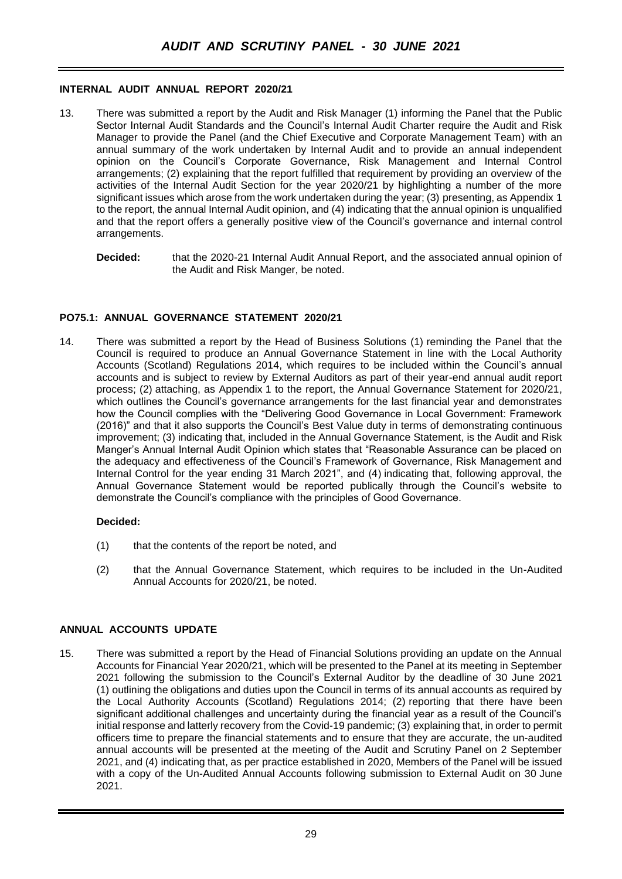### INTERNAL AUDIT ANNUAL REPORT 2020/21

13. There was submitted a report by the Audit and Risk Manager (1) informing the Panel that the Public Sector Internal Audit Standards and the Council's Internal Audit Charter require the Audit and Risk Manager to provide the Panel (and the Chief Executive and Corporate Management Team) with an annual summary of the work undertaken by Internal Audit and to provide an annual independent opinion on the Council's Corporate Governance, Risk Management and Internal Control arrangements; (2) explaining that the report fulfilled that requirement by providing an overview of the activities of the Internal Audit Section for the year 2020/21 by highlighting a number of the more significant issues which arose from the work undertaken during the year; (3) presenting, as Appendix 1 to the report, the annual Internal Audit opinion, and (4) indicating that the annual opinion is unqualified and that the report offers a generally positive view of the Council's governance and internal control arrangements.

    **Decided:** that the 2020-21 Internal Audit Annual Report, and the associated annual opinion of the Audit and Risk Manger, be noted.

### PO75.1: ANNUAL GOVERNANCE STATEMENT 2020/21

14. There was submitted a report by the Head of Business Solutions (1) reminding the Panel that the Council is required to produce an Annual Governance Statement in line with the Local Authority Accounts (Scotland) Regulations 2014, which requires to be included within the Council's annual accounts and is subject to review by External Auditors as part of their year-end annual audit report process; (2) attaching, as Appendix 1 to the report, the Annual Governance Statement for 2020/21, which outlines the Council's governance arrangements for the last financial year and demonstrates how the Council complies with the "Delivering Good Governance in Local Government: Framework (2016)" and that it also supports the Council's Best Value duty in terms of demonstrating continuous improvement; (3) indicating that, included in the Annual Governance Statement, is the Audit and Risk Manger's Annual Internal Audit Opinion which states that "Reasonable Assurance can be placed on the adequacy and effectiveness of the Council's Framework of Governance, Risk Management and Internal Control for the year ending 31 March 2021", and (4) indicating that, following approval, the Annual Governance Statement would be reported publically through the Council's website to demonstrate the Council's compliance with the principles of Good Governance.

    **Decided:**

    (1) that the contents of the report be noted, and

    (2) that the Annual Governance Statement, which requires to be included in the Un-Audited Annual Accounts for 2020/21, be noted.

### ANNUAL ACCOUNTS UPDATE

15. There was submitted a report by the Head of Financial Solutions providing an update on the Annual Accounts for Financial Year 2020/21, which will be presented to the Panel at its meeting in September 2021 following the submission to the Council's External Auditor by the deadline of 30 June 2021 (1) outlining the obligations and duties upon the Council in terms of its annual accounts as required by the Local Authority Accounts (Scotland) Regulations 2014; (2) reporting that there have been significant additional challenges and uncertainty during the financial year as a result of the Council's initial response and latterly recovery from the Covid-19 pandemic; (3) explaining that, in order to permit officers time to prepare the financial statements and to ensure that they are accurate, the un-audited annual accounts will be presented at the meeting of the Audit and Scrutiny Panel on 2 September 2021, and (4) indicating that, as per practice established in 2020, Members of the Panel will be issued with a copy of the Un-Audited Annual Accounts following submission to External Audit on 30 June 2021.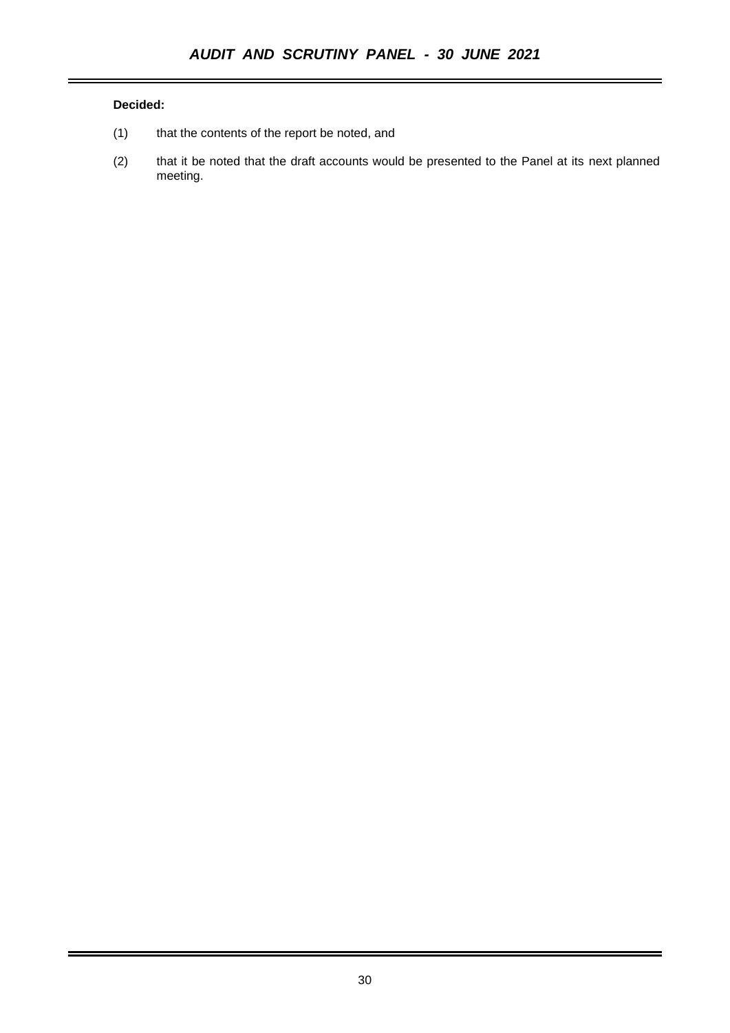**Decided:**

(1) that the contents of the report be noted, and

(2) that it be noted that the draft accounts would be presented to the Panel at its next planned meeting.